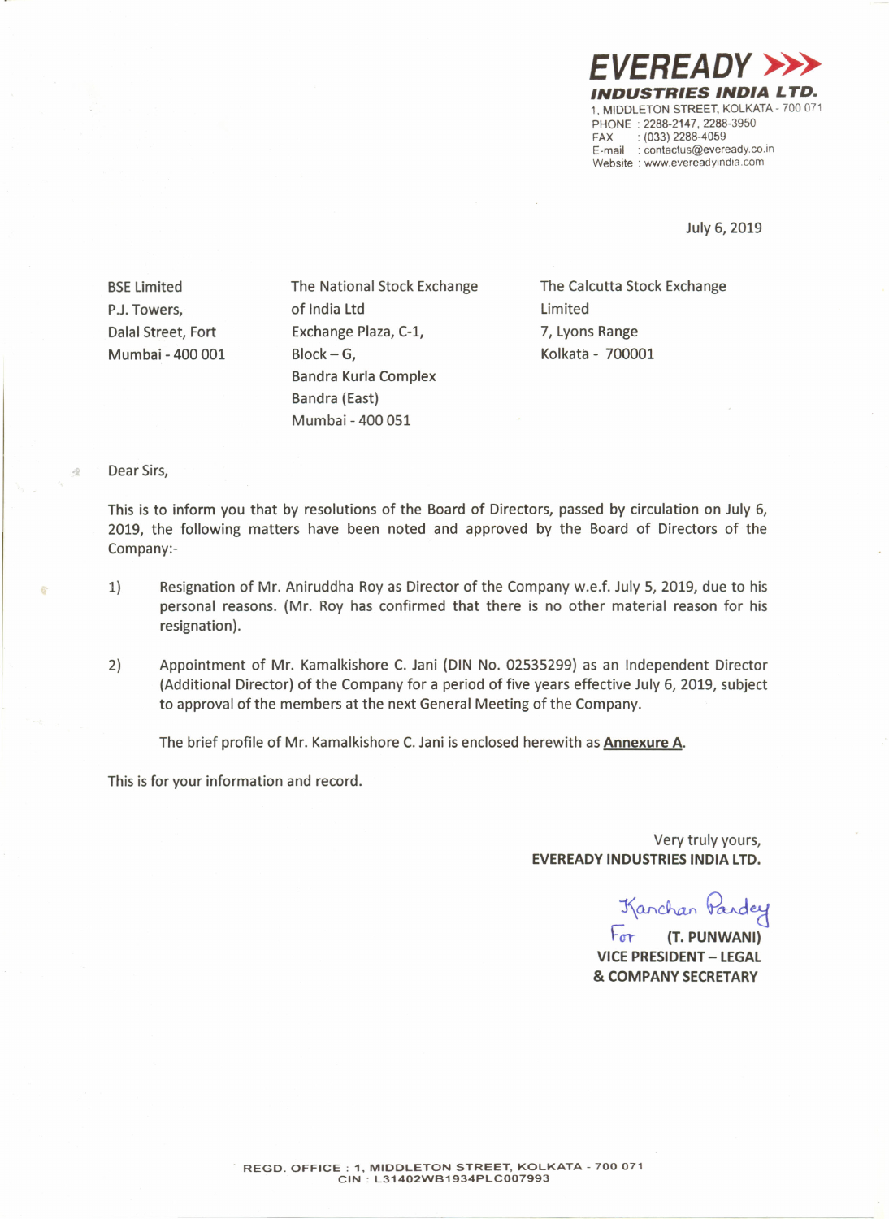**EVEREADY**
**INDUSTRIES INDIA LTD.**
1, MIDDLETON STREET, KOLKATA - 700 071
PHONE : 2288-2147, 2288-3950
FAX : (033) 2288-4059
E-mail : contactus@eveready.co.in
Website : www.evereadyindia.com

July 6, 2019

BSE Limited
P.J. Towers,
Dalal Street, Fort
Mumbai - 400 001

The National Stock Exchange
of India Ltd
Exchange Plaza, C-1,
Block – G,
Bandra Kurla Complex
Bandra (East)
Mumbai - 400 051

The Calcutta Stock Exchange
Limited
7, Lyons Range
Kolkata - 700001

Dear Sirs,

This is to inform you that by resolutions of the Board of Directors, passed by circulation on July 6, 2019, the following matters have been noted and approved by the Board of Directors of the Company:-

1) Resignation of Mr. Aniruddha Roy as Director of the Company w.e.f. July 5, 2019, due to his personal reasons. (Mr. Roy has confirmed that there is no other material reason for his resignation).

2) Appointment of Mr. Kamalkishore C. Jani (DIN No. 02535299) as an Independent Director (Additional Director) of the Company for a period of five years effective July 6, 2019, subject to approval of the members at the next General Meeting of the Company.

   The brief profile of Mr. Kamalkishore C. Jani is enclosed herewith as **Annexure A**.

This is for your information and record.

Very truly yours,
**EVEREADY INDUSTRIES INDIA LTD.**

Kanchan Pandey
For **(T. PUNWANI)**
**VICE PRESIDENT – LEGAL**
**& COMPANY SECRETARY**

REGD. OFFICE : 1, MIDDLETON STREET, KOLKATA - 700 071
CIN : L31402WB1934PLC007993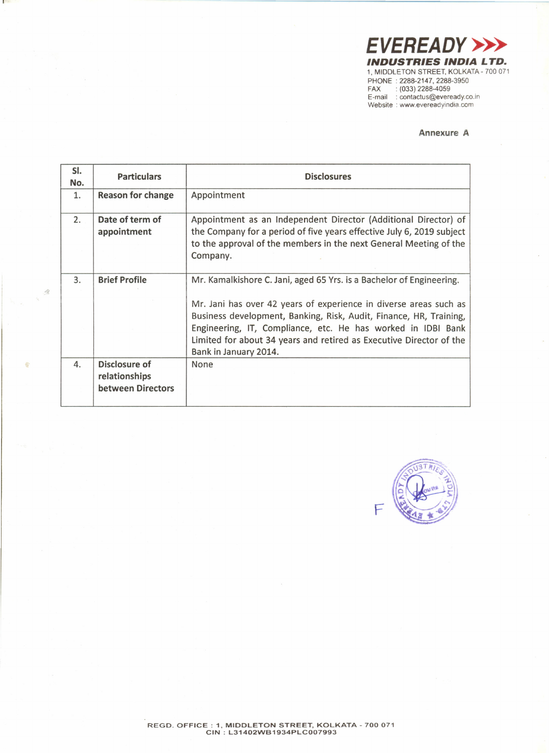**EVEREADY**
***INDUSTRIES INDIA LTD.***
1, MIDDLETON STREET, KOLKATA - 700 071
PHONE : 2288-2147, 2288-3950
FAX : (033) 2288-4059
E-mail : contactus@eveready.co.in
Website : www.evereadyindia.com

**Annexure A**

| Sl. No. | Particulars | Disclosures |
|---|---|---|
| 1. | **Reason for change** | Appointment |
| 2. | **Date of term of appointment** | Appointment as an Independent Director (Additional Director) of the Company for a period of five years effective July 6, 2019 subject to the approval of the members in the next General Meeting of the Company. |
| 3. | **Brief Profile** | Mr. Kamalkishore C. Jani, aged 65 Yrs. is a Bachelor of Engineering.<br><br>Mr. Jani has over 42 years of experience in diverse areas such as Business development, Banking, Risk, Audit, Finance, HR, Training, Engineering, IT, Compliance, etc. He has worked in IDBI Bank Limited for about 34 years and retired as Executive Director of the Bank in January 2014. |
| 4. | **Disclosure of relationships between Directors** | None |

REGD. OFFICE : 1, MIDDLETON STREET, KOLKATA - 700 071
CIN : L31402WB1934PLC007993